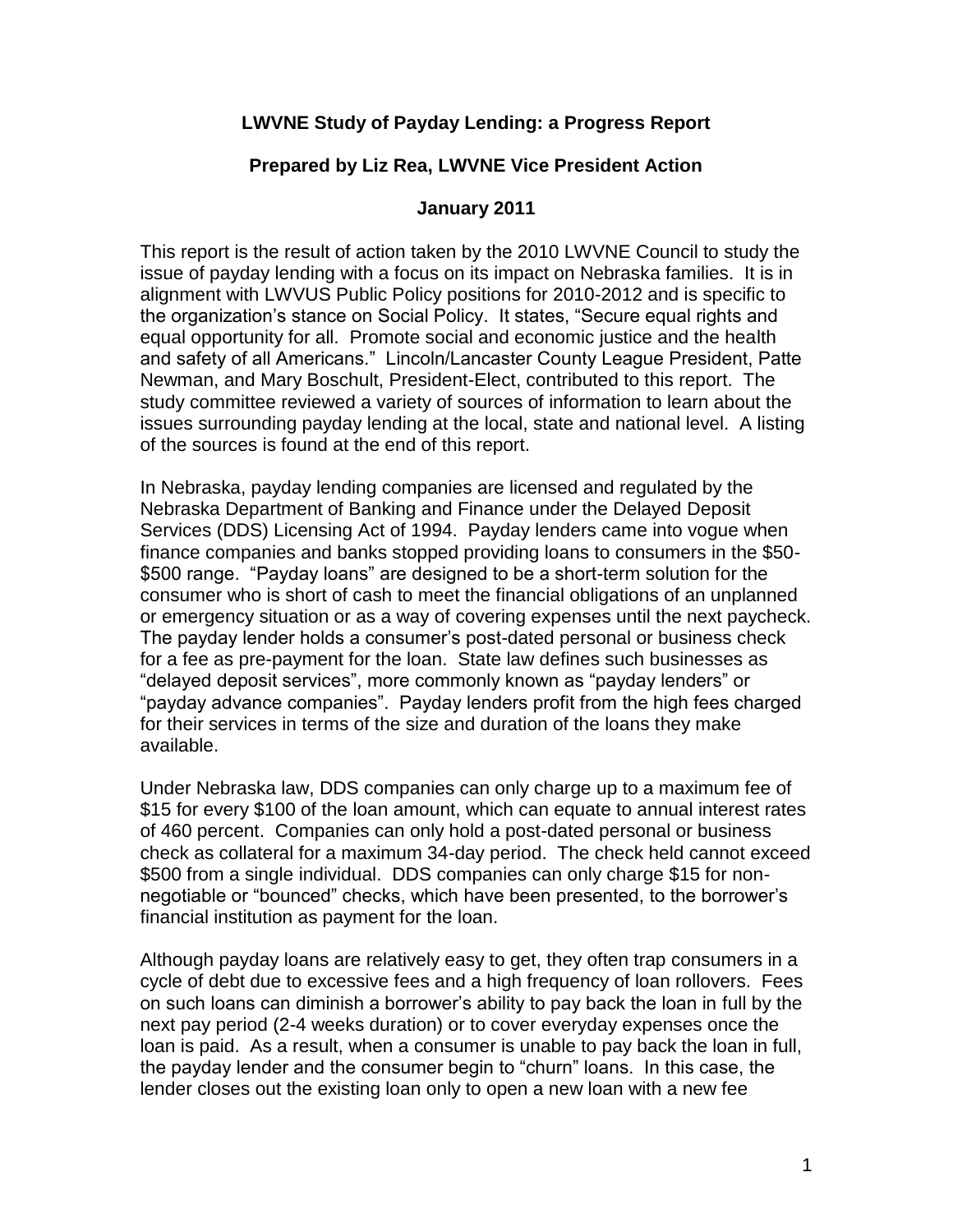**LWVNE Study of Payday Lending: a Progress Report**

**Prepared by Liz Rea, LWVNE Vice President Action**

**January 2011**

This report is the result of action taken by the 2010 LWVNE Council to study the issue of payday lending with a focus on its impact on Nebraska families. It is in alignment with LWVUS Public Policy positions for 2010-2012 and is specific to the organization's stance on Social Policy. It states, "Secure equal rights and equal opportunity for all. Promote social and economic justice and the health and safety of all Americans." Lincoln/Lancaster County League President, Patte Newman, and Mary Boschult, President-Elect, contributed to this report. The study committee reviewed a variety of sources of information to learn about the issues surrounding payday lending at the local, state and national level. A listing of the sources is found at the end of this report.

In Nebraska, payday lending companies are licensed and regulated by the Nebraska Department of Banking and Finance under the Delayed Deposit Services (DDS) Licensing Act of 1994. Payday lenders came into vogue when finance companies and banks stopped providing loans to consumers in the $50-$500 range. "Payday loans" are designed to be a short-term solution for the consumer who is short of cash to meet the financial obligations of an unplanned or emergency situation or as a way of covering expenses until the next paycheck. The payday lender holds a consumer's post-dated personal or business check for a fee as pre-payment for the loan. State law defines such businesses as "delayed deposit services", more commonly known as "payday lenders" or "payday advance companies". Payday lenders profit from the high fees charged for their services in terms of the size and duration of the loans they make available.

Under Nebraska law, DDS companies can only charge up to a maximum fee of $15 for every $100 of the loan amount, which can equate to annual interest rates of 460 percent. Companies can only hold a post-dated personal or business check as collateral for a maximum 34-day period. The check held cannot exceed $500 from a single individual. DDS companies can only charge $15 for non-negotiable or "bounced" checks, which have been presented, to the borrower's financial institution as payment for the loan.

Although payday loans are relatively easy to get, they often trap consumers in a cycle of debt due to excessive fees and a high frequency of loan rollovers. Fees on such loans can diminish a borrower's ability to pay back the loan in full by the next pay period (2-4 weeks duration) or to cover everyday expenses once the loan is paid. As a result, when a consumer is unable to pay back the loan in full, the payday lender and the consumer begin to "churn" loans. In this case, the lender closes out the existing loan only to open a new loan with a new fee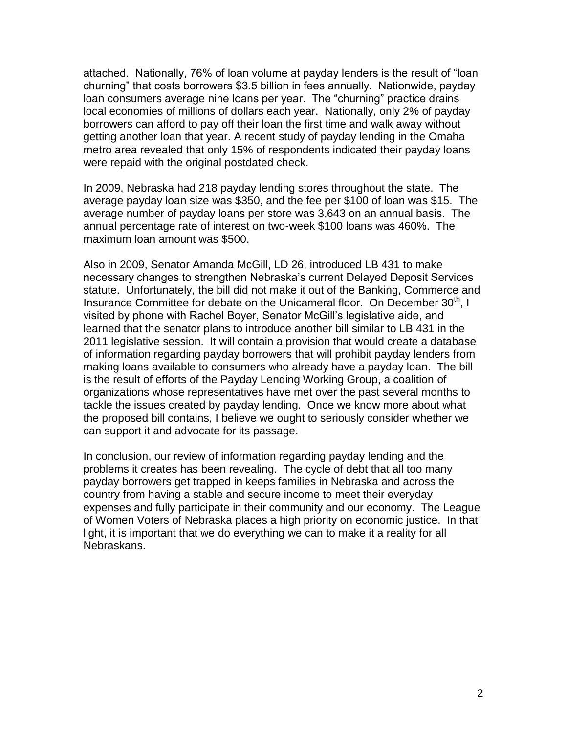attached. Nationally, 76% of loan volume at payday lenders is the result of "loan churning" that costs borrowers $3.5 billion in fees annually. Nationwide, payday loan consumers average nine loans per year. The "churning" practice drains local economies of millions of dollars each year. Nationally, only 2% of payday borrowers can afford to pay off their loan the first time and walk away without getting another loan that year. A recent study of payday lending in the Omaha metro area revealed that only 15% of respondents indicated their payday loans were repaid with the original postdated check.

In 2009, Nebraska had 218 payday lending stores throughout the state. The average payday loan size was $350, and the fee per $100 of loan was $15. The average number of payday loans per store was 3,643 on an annual basis. The annual percentage rate of interest on two-week $100 loans was 460%. The maximum loan amount was $500.

Also in 2009, Senator Amanda McGill, LD 26, introduced LB 431 to make necessary changes to strengthen Nebraska's current Delayed Deposit Services statute. Unfortunately, the bill did not make it out of the Banking, Commerce and Insurance Committee for debate on the Unicameral floor. On December 30th, I visited by phone with Rachel Boyer, Senator McGill's legislative aide, and learned that the senator plans to introduce another bill similar to LB 431 in the 2011 legislative session. It will contain a provision that would create a database of information regarding payday borrowers that will prohibit payday lenders from making loans available to consumers who already have a payday loan. The bill is the result of efforts of the Payday Lending Working Group, a coalition of organizations whose representatives have met over the past several months to tackle the issues created by payday lending. Once we know more about what the proposed bill contains, I believe we ought to seriously consider whether we can support it and advocate for its passage.

In conclusion, our review of information regarding payday lending and the problems it creates has been revealing. The cycle of debt that all too many payday borrowers get trapped in keeps families in Nebraska and across the country from having a stable and secure income to meet their everyday expenses and fully participate in their community and our economy. The League of Women Voters of Nebraska places a high priority on economic justice. In that light, it is important that we do everything we can to make it a reality for all Nebraskans.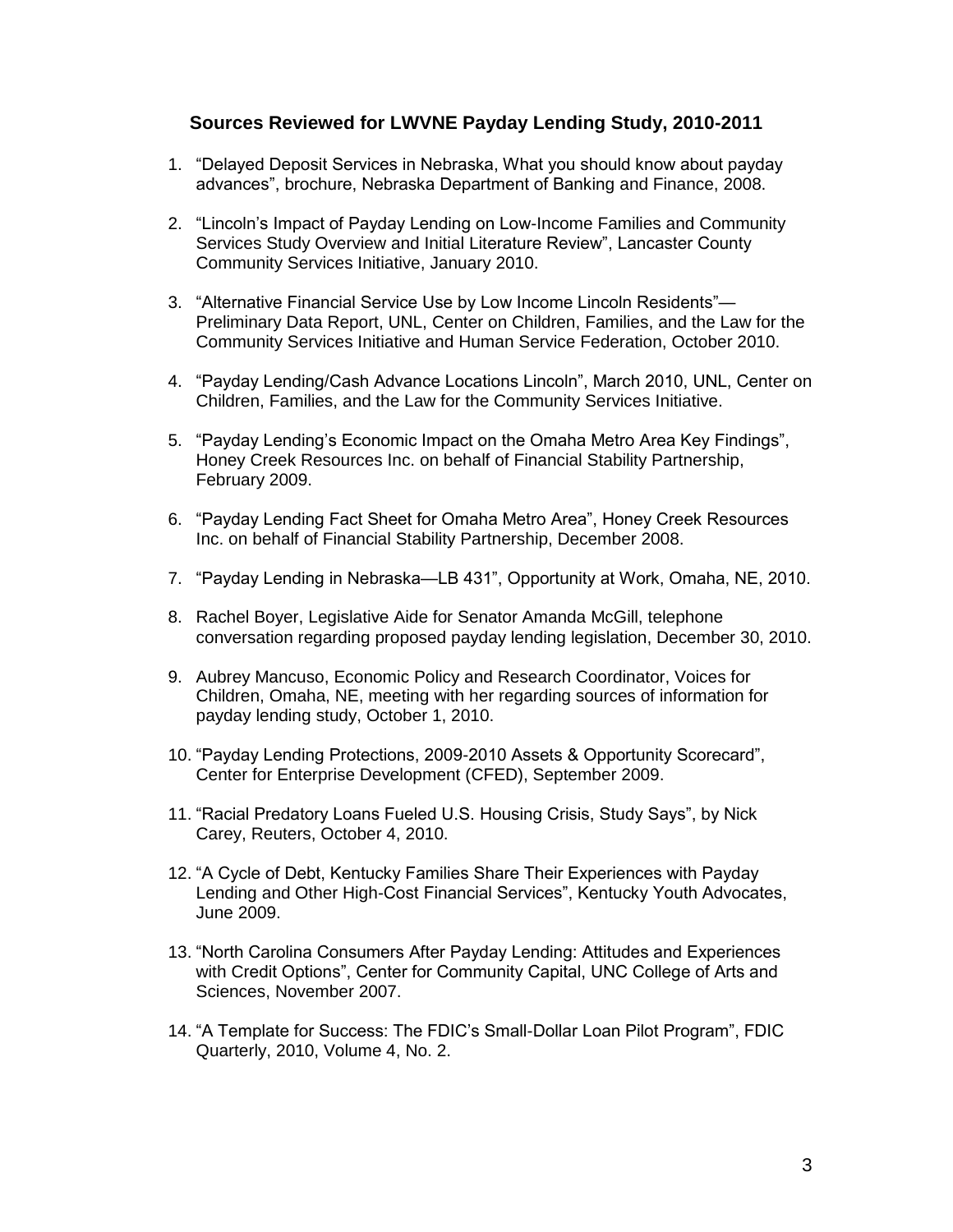## Sources Reviewed for LWVNE Payday Lending Study, 2010-2011

1. “Delayed Deposit Services in Nebraska, What you should know about payday advances”, brochure, Nebraska Department of Banking and Finance, 2008.

2. “Lincoln’s Impact of Payday Lending on Low-Income Families and Community Services Study Overview and Initial Literature Review”, Lancaster County Community Services Initiative, January 2010.

3. “Alternative Financial Service Use by Low Income Lincoln Residents”—Preliminary Data Report, UNL, Center on Children, Families, and the Law for the Community Services Initiative and Human Service Federation, October 2010.

4. “Payday Lending/Cash Advance Locations Lincoln”, March 2010, UNL, Center on Children, Families, and the Law for the Community Services Initiative.

5. “Payday Lending’s Economic Impact on the Omaha Metro Area Key Findings”, Honey Creek Resources Inc. on behalf of Financial Stability Partnership, February 2009.

6. “Payday Lending Fact Sheet for Omaha Metro Area”, Honey Creek Resources Inc. on behalf of Financial Stability Partnership, December 2008.

7. “Payday Lending in Nebraska—LB 431”, Opportunity at Work, Omaha, NE, 2010.

8. Rachel Boyer, Legislative Aide for Senator Amanda McGill, telephone conversation regarding proposed payday lending legislation, December 30, 2010.

9. Aubrey Mancuso, Economic Policy and Research Coordinator, Voices for Children, Omaha, NE, meeting with her regarding sources of information for payday lending study, October 1, 2010.

10. “Payday Lending Protections, 2009-2010 Assets & Opportunity Scorecard”, Center for Enterprise Development (CFED), September 2009.

11. “Racial Predatory Loans Fueled U.S. Housing Crisis, Study Says”, by Nick Carey, Reuters, October 4, 2010.

12. “A Cycle of Debt, Kentucky Families Share Their Experiences with Payday Lending and Other High-Cost Financial Services”, Kentucky Youth Advocates, June 2009.

13. “North Carolina Consumers After Payday Lending: Attitudes and Experiences with Credit Options”, Center for Community Capital, UNC College of Arts and Sciences, November 2007.

14. “A Template for Success: The FDIC’s Small-Dollar Loan Pilot Program”, FDIC Quarterly, 2010, Volume 4, No. 2.